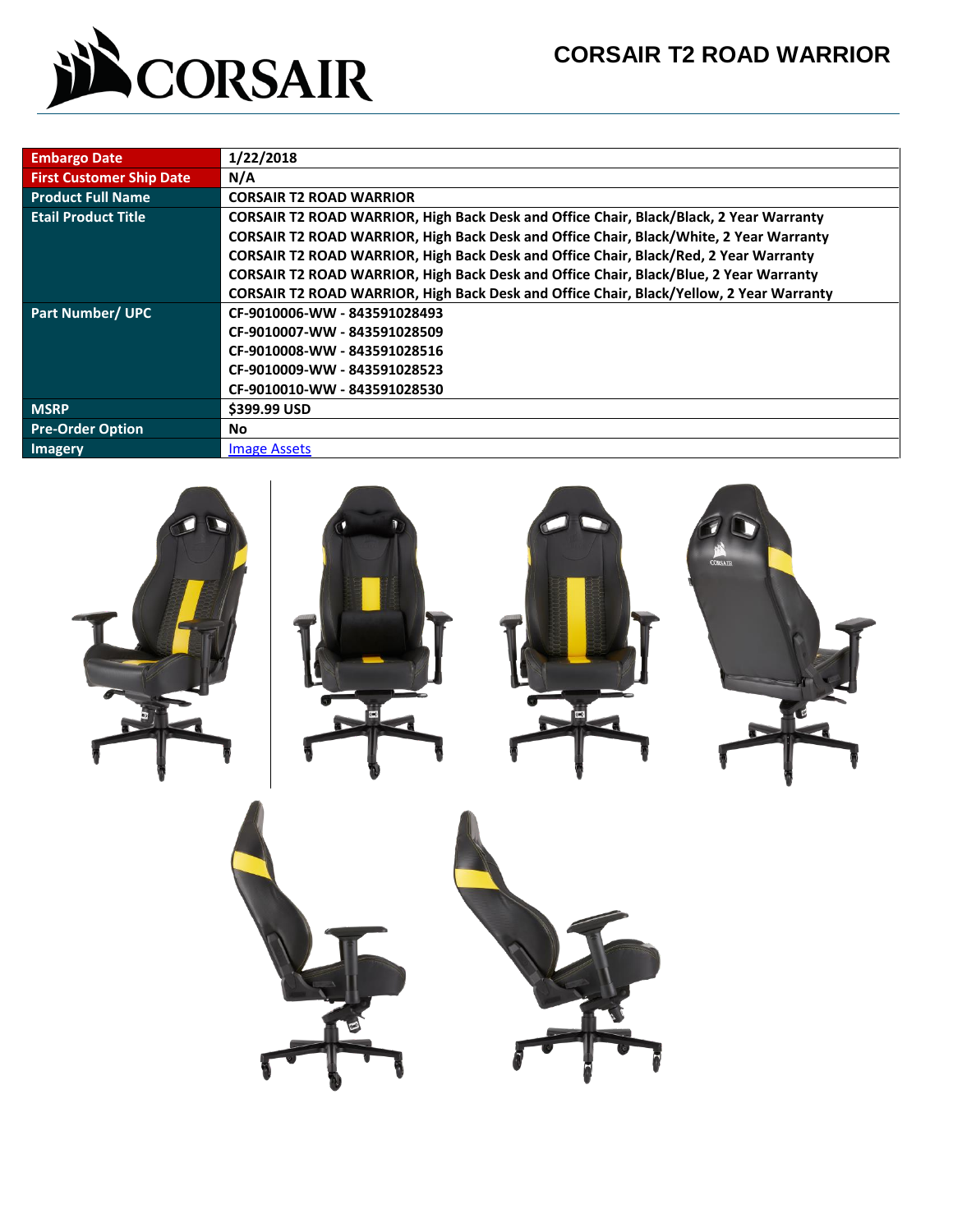# CORSAIR T2 ROAD WARRIOR

| Embargo Date | 1/22/2018 |
|---|---|
| First Customer Ship Date | N/A |
| Product Full Name | CORSAIR T2 ROAD WARRIOR |
| Etail Product Title | CORSAIR T2 ROAD WARRIOR, High Back Desk and Office Chair, Black/Black, 2 Year Warranty<br>CORSAIR T2 ROAD WARRIOR, High Back Desk and Office Chair, Black/White, 2 Year Warranty<br>CORSAIR T2 ROAD WARRIOR, High Back Desk and Office Chair, Black/Red, 2 Year Warranty<br>CORSAIR T2 ROAD WARRIOR, High Back Desk and Office Chair, Black/Blue, 2 Year Warranty<br>CORSAIR T2 ROAD WARRIOR, High Back Desk and Office Chair, Black/Yellow, 2 Year Warranty |
| Part Number/ UPC | CF-9010006-WW - 843591028493<br>CF-9010007-WW - 843591028509<br>CF-9010008-WW - 843591028516<br>CF-9010009-WW - 843591028523<br>CF-9010010-WW - 843591028530 |
| MSRP | $399.99 USD |
| Pre-Order Option | No |
| Imagery | Image Assets |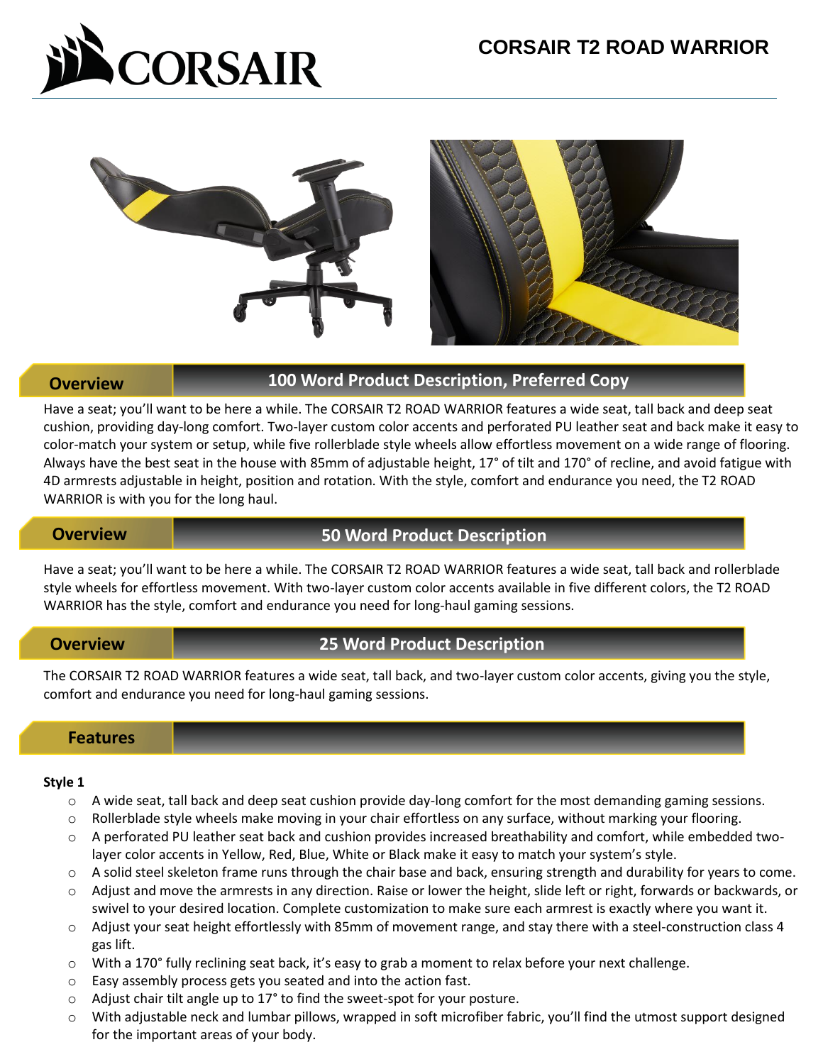# CORSAIR T2 ROAD WARRIOR

## Overview — 100 Word Product Description, Preferred Copy

Have a seat; you'll want to be here a while. The CORSAIR T2 ROAD WARRIOR features a wide seat, tall back and deep seat cushion, providing day-long comfort. Two-layer custom color accents and perforated PU leather seat and back make it easy to color-match your system or setup, while five rollerblade style wheels allow effortless movement on a wide range of flooring. Always have the best seat in the house with 85mm of adjustable height, 17° of tilt and 170° of recline, and avoid fatigue with 4D armrests adjustable in height, position and rotation. With the style, comfort and endurance you need, the T2 ROAD WARRIOR is with you for the long haul.

## Overview — 50 Word Product Description

Have a seat; you'll want to be here a while. The CORSAIR T2 ROAD WARRIOR features a wide seat, tall back and rollerblade style wheels for effortless movement. With two-layer custom color accents available in five different colors, the T2 ROAD WARRIOR has the style, comfort and endurance you need for long-haul gaming sessions.

## Overview — 25 Word Product Description

The CORSAIR T2 ROAD WARRIOR features a wide seat, tall back, and two-layer custom color accents, giving you the style, comfort and endurance you need for long-haul gaming sessions.

## Features

**Style 1**

- A wide seat, tall back and deep seat cushion provide day-long comfort for the most demanding gaming sessions.
- Rollerblade style wheels make moving in your chair effortless on any surface, without marking your flooring.
- A perforated PU leather seat back and cushion provides increased breathability and comfort, while embedded two-layer color accents in Yellow, Red, Blue, White or Black make it easy to match your system's style.
- A solid steel skeleton frame runs through the chair base and back, ensuring strength and durability for years to come.
- Adjust and move the armrests in any direction. Raise or lower the height, slide left or right, forwards or backwards, or swivel to your desired location. Complete customization to make sure each armrest is exactly where you want it.
- Adjust your seat height effortlessly with 85mm of movement range, and stay there with a steel-construction class 4 gas lift.
- With a 170° fully reclining seat back, it's easy to grab a moment to relax before your next challenge.
- Easy assembly process gets you seated and into the action fast.
- Adjust chair tilt angle up to 17° to find the sweet-spot for your posture.
- With adjustable neck and lumbar pillows, wrapped in soft microfiber fabric, you'll find the utmost support designed for the important areas of your body.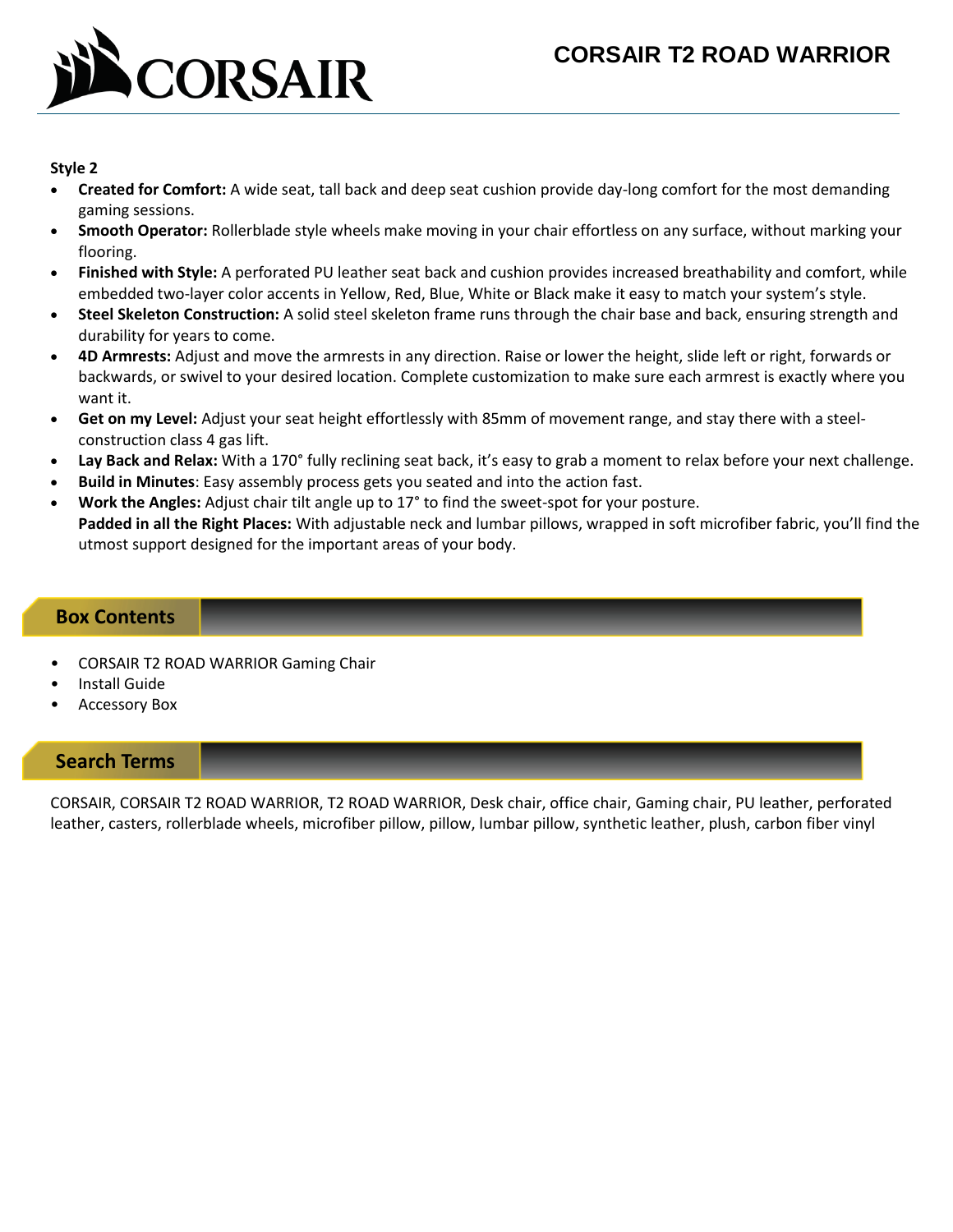**Style 2**

- **Created for Comfort:** A wide seat, tall back and deep seat cushion provide day-long comfort for the most demanding gaming sessions.
- **Smooth Operator:** Rollerblade style wheels make moving in your chair effortless on any surface, without marking your flooring.
- **Finished with Style:** A perforated PU leather seat back and cushion provides increased breathability and comfort, while embedded two-layer color accents in Yellow, Red, Blue, White or Black make it easy to match your system's style.
- **Steel Skeleton Construction:** A solid steel skeleton frame runs through the chair base and back, ensuring strength and durability for years to come.
- **4D Armrests:** Adjust and move the armrests in any direction. Raise or lower the height, slide left or right, forwards or backwards, or swivel to your desired location. Complete customization to make sure each armrest is exactly where you want it.
- **Get on my Level:** Adjust your seat height effortlessly with 85mm of movement range, and stay there with a steel-construction class 4 gas lift.
- **Lay Back and Relax:** With a 170° fully reclining seat back, it's easy to grab a moment to relax before your next challenge.
- **Build in Minutes**: Easy assembly process gets you seated and into the action fast.
- **Work the Angles:** Adjust chair tilt angle up to 17° to find the sweet-spot for your posture.
  **Padded in all the Right Places:** With adjustable neck and lumbar pillows, wrapped in soft microfiber fabric, you'll find the utmost support designed for the important areas of your body.

## Box Contents

- CORSAIR T2 ROAD WARRIOR Gaming Chair
- Install Guide
- Accessory Box

## Search Terms

CORSAIR, CORSAIR T2 ROAD WARRIOR, T2 ROAD WARRIOR, Desk chair, office chair, Gaming chair, PU leather, perforated leather, casters, rollerblade wheels, microfiber pillow, pillow, lumbar pillow, synthetic leather, plush, carbon fiber vinyl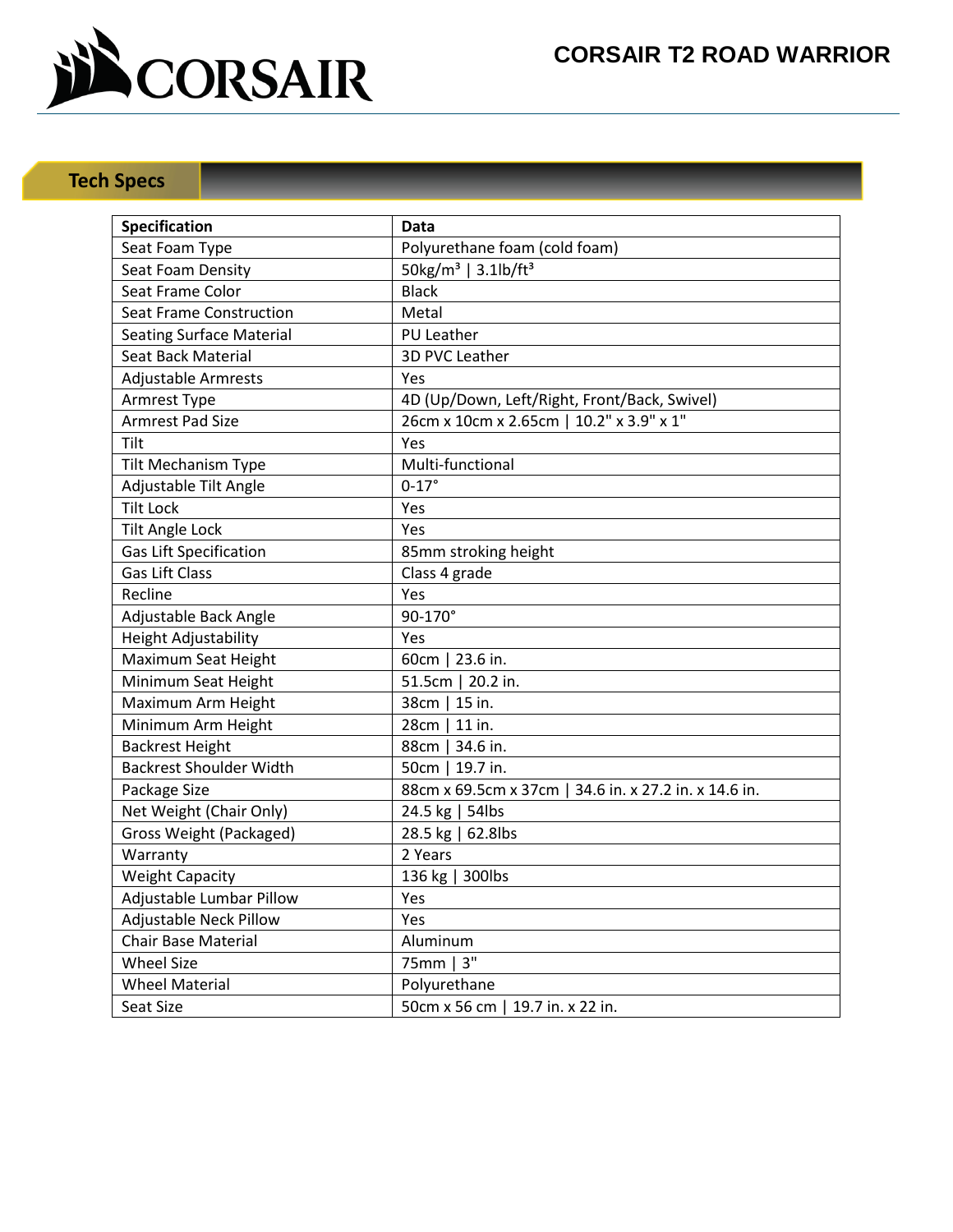# CORSAIR T2 ROAD WARRIOR

## Tech Specs

| Specification | Data |
|---|---|
| Seat Foam Type | Polyurethane foam (cold foam) |
| Seat Foam Density | 50kg/m³ \| 3.1lb/ft³ |
| Seat Frame Color | Black |
| Seat Frame Construction | Metal |
| Seating Surface Material | PU Leather |
| Seat Back Material | 3D PVC Leather |
| Adjustable Armrests | Yes |
| Armrest Type | 4D (Up/Down, Left/Right, Front/Back, Swivel) |
| Armrest Pad Size | 26cm x 10cm x 2.65cm \| 10.2" x 3.9" x 1" |
| Tilt | Yes |
| Tilt Mechanism Type | Multi-functional |
| Adjustable Tilt Angle | 0-17° |
| Tilt Lock | Yes |
| Tilt Angle Lock | Yes |
| Gas Lift Specification | 85mm stroking height |
| Gas Lift Class | Class 4 grade |
| Recline | Yes |
| Adjustable Back Angle | 90-170° |
| Height Adjustability | Yes |
| Maximum Seat Height | 60cm \| 23.6 in. |
| Minimum Seat Height | 51.5cm \| 20.2 in. |
| Maximum Arm Height | 38cm \| 15 in. |
| Minimum Arm Height | 28cm \| 11 in. |
| Backrest Height | 88cm \| 34.6 in. |
| Backrest Shoulder Width | 50cm \| 19.7 in. |
| Package Size | 88cm x 69.5cm x 37cm \| 34.6 in. x 27.2 in. x 14.6 in. |
| Net Weight (Chair Only) | 24.5 kg \| 54lbs |
| Gross Weight (Packaged) | 28.5 kg \| 62.8lbs |
| Warranty | 2 Years |
| Weight Capacity | 136 kg \| 300lbs |
| Adjustable Lumbar Pillow | Yes |
| Adjustable Neck Pillow | Yes |
| Chair Base Material | Aluminum |
| Wheel Size | 75mm \| 3" |
| Wheel Material | Polyurethane |
| Seat Size | 50cm x 56 cm \| 19.7 in. x 22 in. |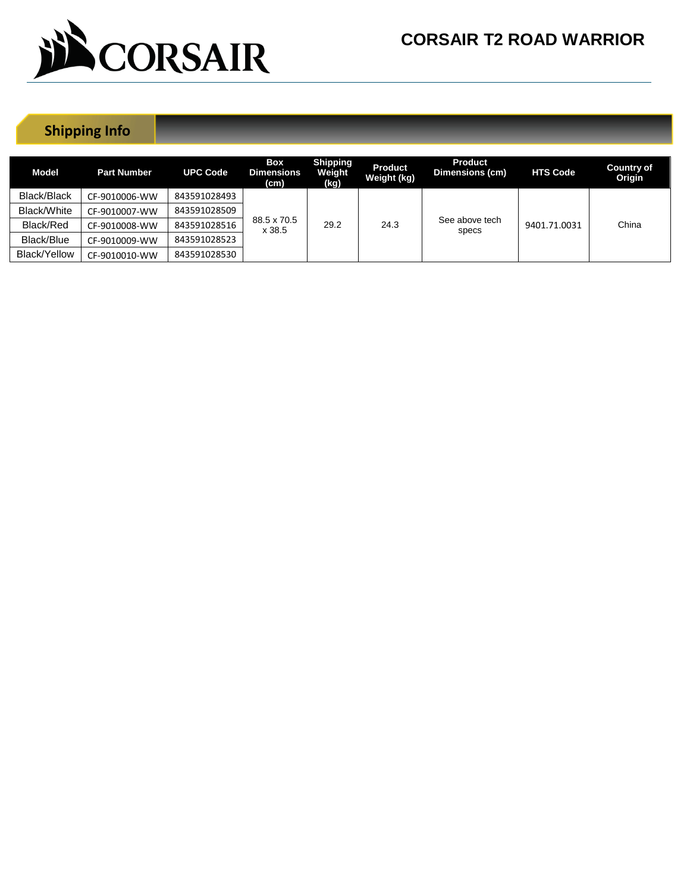# CORSAIR T2 ROAD WARRIOR

## Shipping Info

| Model | Part Number | UPC Code | Box Dimensions (cm) | Shipping Weight (kg) | Product Weight (kg) | Product Dimensions (cm) | HTS Code | Country of Origin |
|---|---|---|---|---|---|---|---|---|
| Black/Black | CF-9010006-WW | 843591028493 | 88.5 x 70.5 x 38.5 | 29.2 | 24.3 | See above tech specs | 9401.71.0031 | China |
| Black/White | CF-9010007-WW | 843591028509 | | | | | | |
| Black/Red | CF-9010008-WW | 843591028516 | | | | | | |
| Black/Blue | CF-9010009-WW | 843591028523 | | | | | | |
| Black/Yellow | CF-9010010-WW | 843591028530 | | | | | | |